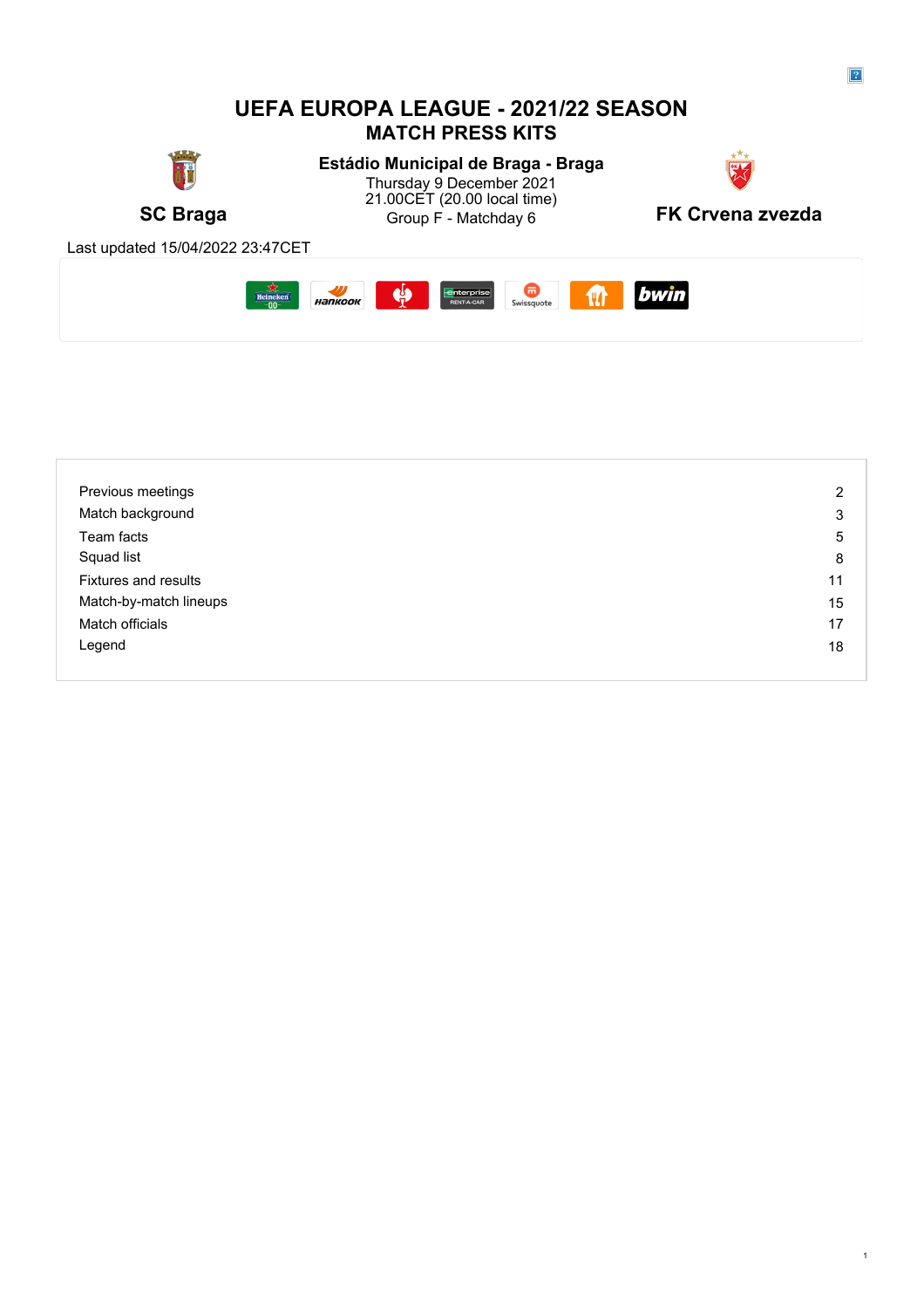# UEFA EUROPA LEAGUE - 2021/22 SEASON

## MATCH PRESS KITS

**SC Braga**

**Estádio Municipal de Braga - Braga**

Thursday 9 December 2021

21.00CET (20.00 local time)

Group F - Matchday 6

**FK Crvena zvezda**

Last updated 15/04/2022 23:47CET

| | |
|---|---|
| Previous meetings | 2 |
| Match background | 3 |
| Team facts | 5 |
| Squad list | 8 |
| Fixtures and results | 11 |
| Match-by-match lineups | 15 |
| Match officials | 17 |
| Legend | 18 |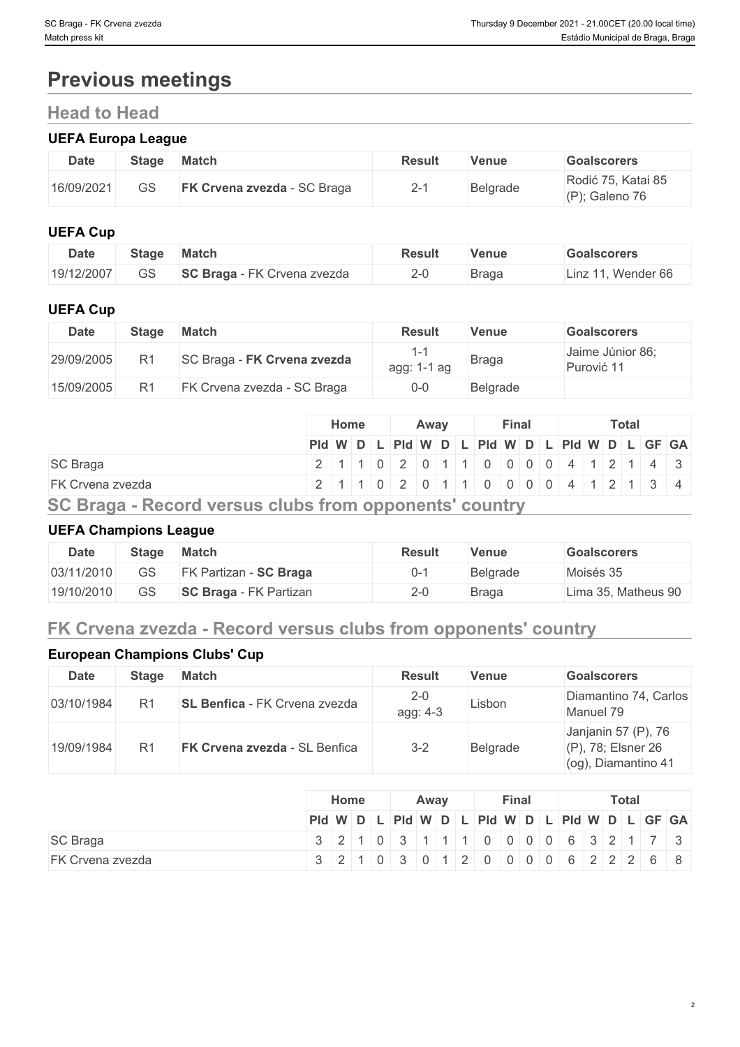# Previous meetings

## Head to Head

### UEFA Europa League

| Date | Stage | Match | Result | Venue | Goalscorers |
|---|---|---|---|---|---|
| 16/09/2021 | GS | **FK Crvena zvezda** - SC Braga | 2-1 | Belgrade | Rodić 75, Katai 85 (P); Galeno 76 |

### UEFA Cup

| Date | Stage | Match | Result | Venue | Goalscorers |
|---|---|---|---|---|---|
| 19/12/2007 | GS | **SC Braga** - FK Crvena zvezda | 2-0 | Braga | Linz 11, Wender 66 |

### UEFA Cup

| Date | Stage | Match | Result | Venue | Goalscorers |
|---|---|---|---|---|---|
| 29/09/2005 | R1 | SC Braga - **FK Crvena zvezda** | 1-1 agg: 1-1 ag | Braga | Jaime Júnior 86; Purović 11 |
| 15/09/2005 | R1 | FK Crvena zvezda - SC Braga | 0-0 | Belgrade | |

| | Home | | | | Away | | | | Final | | | | Total | | | | | |
|---|---|---|---|---|---|---|---|---|---|---|---|---|---|---|---|---|---|---|
| | Pld | W | D | L | Pld | W | D | L | Pld | W | D | L | Pld | W | D | L | GF | GA |
| SC Braga | 2 | 1 | 1 | 0 | 2 | 0 | 1 | 1 | 0 | 0 | 0 | 0 | 4 | 1 | 2 | 1 | 4 | 3 |
| FK Crvena zvezda | 2 | 1 | 1 | 0 | 2 | 0 | 1 | 1 | 0 | 0 | 0 | 0 | 4 | 1 | 2 | 1 | 3 | 4 |

## SC Braga - Record versus clubs from opponents' country

### UEFA Champions League

| Date | Stage | Match | Result | Venue | Goalscorers |
|---|---|---|---|---|---|
| 03/11/2010 | GS | FK Partizan - **SC Braga** | 0-1 | Belgrade | Moisés 35 |
| 19/10/2010 | GS | **SC Braga** - FK Partizan | 2-0 | Braga | Lima 35, Matheus 90 |

## FK Crvena zvezda - Record versus clubs from opponents' country

### European Champions Clubs' Cup

| Date | Stage | Match | Result | Venue | Goalscorers |
|---|---|---|---|---|---|
| 03/10/1984 | R1 | **SL Benfica** - FK Crvena zvezda | 2-0 agg: 4-3 | Lisbon | Diamantino 74, Carlos Manuel 79 |
| 19/09/1984 | R1 | **FK Crvena zvezda** - SL Benfica | 3-2 | Belgrade | Janjanin 57 (P), 76 (P), 78; Elsner 26 (og), Diamantino 41 |

| | Home | | | | Away | | | | Final | | | | Total | | | | | |
|---|---|---|---|---|---|---|---|---|---|---|---|---|---|---|---|---|---|---|
| | Pld | W | D | L | Pld | W | D | L | Pld | W | D | L | Pld | W | D | L | GF | GA |
| SC Braga | 3 | 2 | 1 | 0 | 3 | 1 | 1 | 1 | 0 | 0 | 0 | 0 | 6 | 3 | 2 | 1 | 7 | 3 |
| FK Crvena zvezda | 3 | 2 | 1 | 0 | 3 | 0 | 1 | 2 | 0 | 0 | 0 | 0 | 6 | 2 | 2 | 2 | 6 | 8 |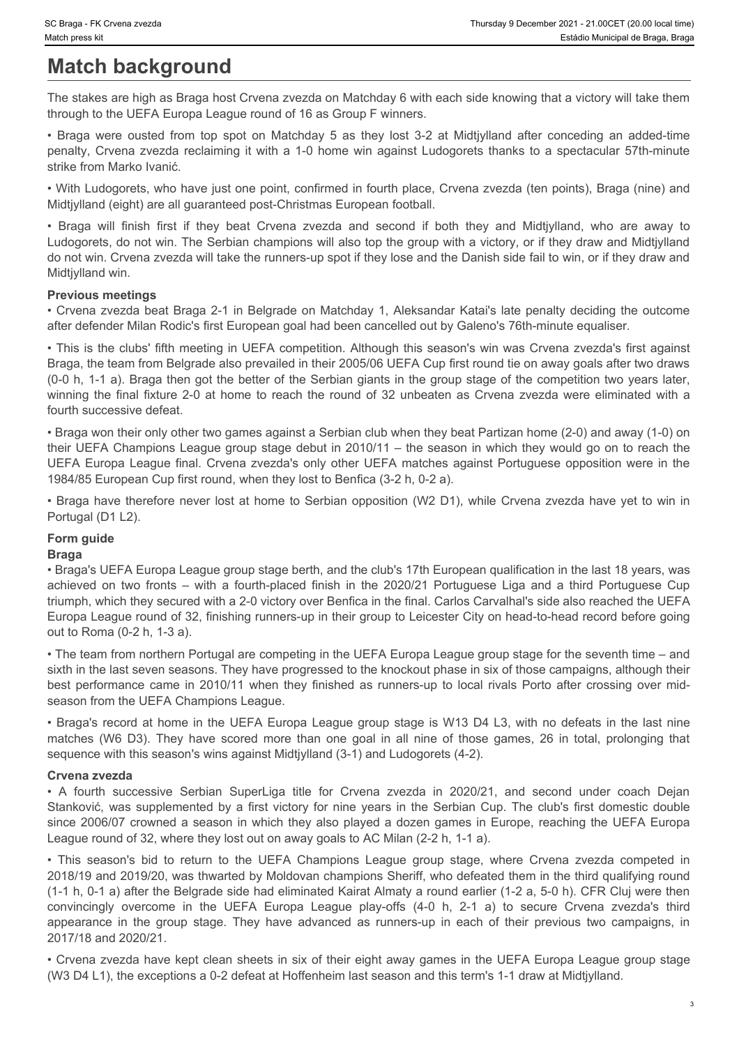# Match background

The stakes are high as Braga host Crvena zvezda on Matchday 6 with each side knowing that a victory will take them through to the UEFA Europa League round of 16 as Group F winners.

• Braga were ousted from top spot on Matchday 5 as they lost 3-2 at Midtjylland after conceding an added-time penalty, Crvena zvezda reclaiming it with a 1-0 home win against Ludogorets thanks to a spectacular 57th-minute strike from Marko Ivanić.

• With Ludogorets, who have just one point, confirmed in fourth place, Crvena zvezda (ten points), Braga (nine) and Midtjylland (eight) are all guaranteed post-Christmas European football.

• Braga will finish first if they beat Crvena zvezda and second if both they and Midtjylland, who are away to Ludogorets, do not win. The Serbian champions will also top the group with a victory, or if they draw and Midtjylland do not win. Crvena zvezda will take the runners-up spot if they lose and the Danish side fail to win, or if they draw and Midtjylland win.

### Previous meetings

• Crvena zvezda beat Braga 2-1 in Belgrade on Matchday 1, Aleksandar Katai's late penalty deciding the outcome after defender Milan Rodic's first European goal had been cancelled out by Galeno's 76th-minute equaliser.

• This is the clubs' fifth meeting in UEFA competition. Although this season's win was Crvena zvezda's first against Braga, the team from Belgrade also prevailed in their 2005/06 UEFA Cup first round tie on away goals after two draws (0-0 h, 1-1 a). Braga then got the better of the Serbian giants in the group stage of the competition two years later, winning the final fixture 2-0 at home to reach the round of 32 unbeaten as Crvena zvezda were eliminated with a fourth successive defeat.

• Braga won their only other two games against a Serbian club when they beat Partizan home (2-0) and away (1-0) on their UEFA Champions League group stage debut in 2010/11 – the season in which they would go on to reach the UEFA Europa League final. Crvena zvezda's only other UEFA matches against Portuguese opposition were in the 1984/85 European Cup first round, when they lost to Benfica (3-2 h, 0-2 a).

• Braga have therefore never lost at home to Serbian opposition (W2 D1), while Crvena zvezda have yet to win in Portugal (D1 L2).

### Form guide

#### Braga

• Braga's UEFA Europa League group stage berth, and the club's 17th European qualification in the last 18 years, was achieved on two fronts – with a fourth-placed finish in the 2020/21 Portuguese Liga and a third Portuguese Cup triumph, which they secured with a 2-0 victory over Benfica in the final. Carlos Carvalhal's side also reached the UEFA Europa League round of 32, finishing runners-up in their group to Leicester City on head-to-head record before going out to Roma (0-2 h, 1-3 a).

• The team from northern Portugal are competing in the UEFA Europa League group stage for the seventh time – and sixth in the last seven seasons. They have progressed to the knockout phase in six of those campaigns, although their best performance came in 2010/11 when they finished as runners-up to local rivals Porto after crossing over mid-season from the UEFA Champions League.

• Braga's record at home in the UEFA Europa League group stage is W13 D4 L3, with no defeats in the last nine matches (W6 D3). They have scored more than one goal in all nine of those games, 26 in total, prolonging that sequence with this season's wins against Midtjylland (3-1) and Ludogorets (4-2).

#### Crvena zvezda

• A fourth successive Serbian SuperLiga title for Crvena zvezda in 2020/21, and second under coach Dejan Stanković, was supplemented by a first victory for nine years in the Serbian Cup. The club's first domestic double since 2006/07 crowned a season in which they also played a dozen games in Europe, reaching the UEFA Europa League round of 32, where they lost out on away goals to AC Milan (2-2 h, 1-1 a).

• This season's bid to return to the UEFA Champions League group stage, where Crvena zvezda competed in 2018/19 and 2019/20, was thwarted by Moldovan champions Sheriff, who defeated them in the third qualifying round (1-1 h, 0-1 a) after the Belgrade side had eliminated Kairat Almaty a round earlier (1-2 a, 5-0 h). CFR Cluj were then convincingly overcome in the UEFA Europa League play-offs (4-0 h, 2-1 a) to secure Crvena zvezda's third appearance in the group stage. They have advanced as runners-up in each of their previous two campaigns, in 2017/18 and 2020/21.

• Crvena zvezda have kept clean sheets in six of their eight away games in the UEFA Europa League group stage (W3 D4 L1), the exceptions a 0-2 defeat at Hoffenheim last season and this term's 1-1 draw at Midtjylland.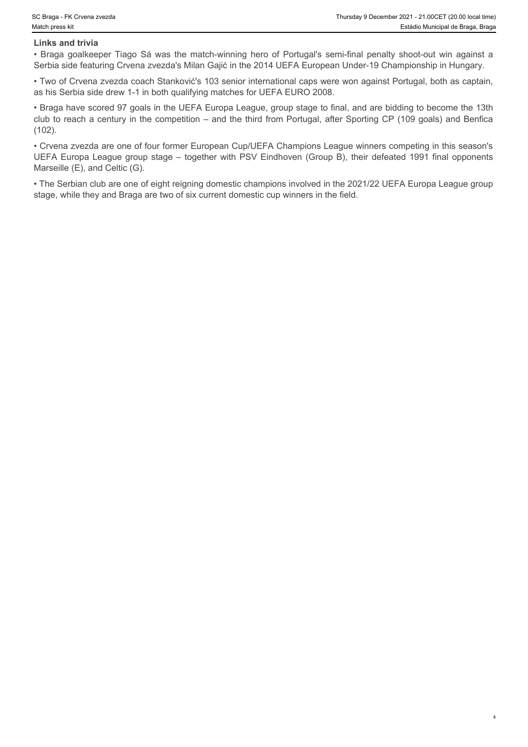## Links and trivia

- Braga goalkeeper Tiago Sá was the match-winning hero of Portugal's semi-final penalty shoot-out win against a Serbia side featuring Crvena zvezda's Milan Gajić in the 2014 UEFA European Under-19 Championship in Hungary.
- Two of Crvena zvezda coach Stanković's 103 senior international caps were won against Portugal, both as captain, as his Serbia side drew 1-1 in both qualifying matches for UEFA EURO 2008.
- Braga have scored 97 goals in the UEFA Europa League, group stage to final, and are bidding to become the 13th club to reach a century in the competition – and the third from Portugal, after Sporting CP (109 goals) and Benfica (102).
- Crvena zvezda are one of four former European Cup/UEFA Champions League winners competing in this season's UEFA Europa League group stage – together with PSV Eindhoven (Group B), their defeated 1991 final opponents Marseille (E), and Celtic (G).
- The Serbian club are one of eight reigning domestic champions involved in the 2021/22 UEFA Europa League group stage, while they and Braga are two of six current domestic cup winners in the field.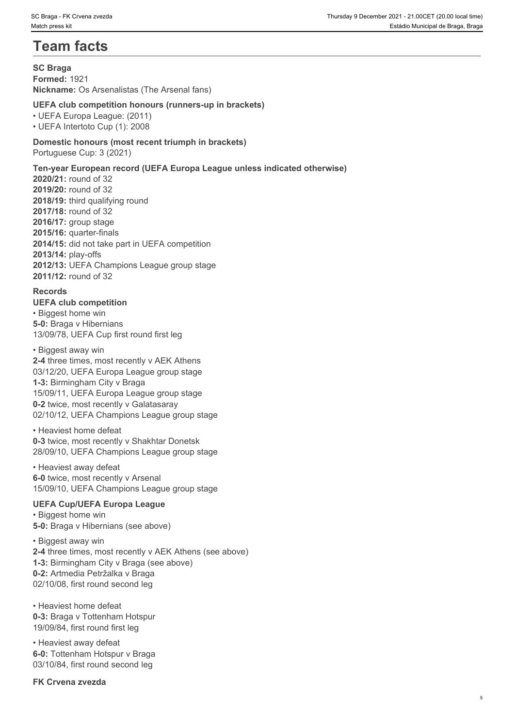# Team facts

### SC Braga

**Formed:** 1921
**Nickname:** Os Arsenalistas (The Arsenal fans)

#### UEFA club competition honours (runners-up in brackets)

- UEFA Europa League: (2011)
- UEFA Intertoto Cup (1): 2008

#### Domestic honours (most recent triumph in brackets)

Portuguese Cup: 3 (2021)

#### Ten-year European record (UEFA Europa League unless indicated otherwise)

**2020/21:** round of 32
**2019/20:** round of 32
**2018/19:** third qualifying round
**2017/18:** round of 32
**2016/17:** group stage
**2015/16:** quarter-finals
**2014/15:** did not take part in UEFA competition
**2013/14:** play-offs
**2012/13:** UEFA Champions League group stage
**2011/12:** round of 32

#### Records

**UEFA club competition**

- Biggest home win

**5-0:** Braga v Hibernians
13/09/78, UEFA Cup first round first leg

- Biggest away win

**2-4** three times, most recently v AEK Athens
03/12/20, UEFA Europa League group stage
**1-3:** Birmingham City v Braga
15/09/11, UEFA Europa League group stage
**0-2** twice, most recently v Galatasaray
02/10/12, UEFA Champions League group stage

- Heaviest home defeat

**0-3** twice, most recently v Shakhtar Donetsk
28/09/10, UEFA Champions League group stage

- Heaviest away defeat

**6-0** twice, most recently v Arsenal
15/09/10, UEFA Champions League group stage

**UEFA Cup/UEFA Europa League**

- Biggest home win

**5-0:** Braga v Hibernians (see above)

- Biggest away win

**2-4** three times, most recently v AEK Athens (see above)
**1-3:** Birmingham City v Braga (see above)
**0-2:** Artmedia Petržalka v Braga
02/10/08, first round second leg

- Heaviest home defeat

**0-3:** Braga v Tottenham Hotspur
19/09/84, first round first leg

- Heaviest away defeat

**6-0:** Tottenham Hotspur v Braga
03/10/84, first round second leg

### FK Crvena zvezda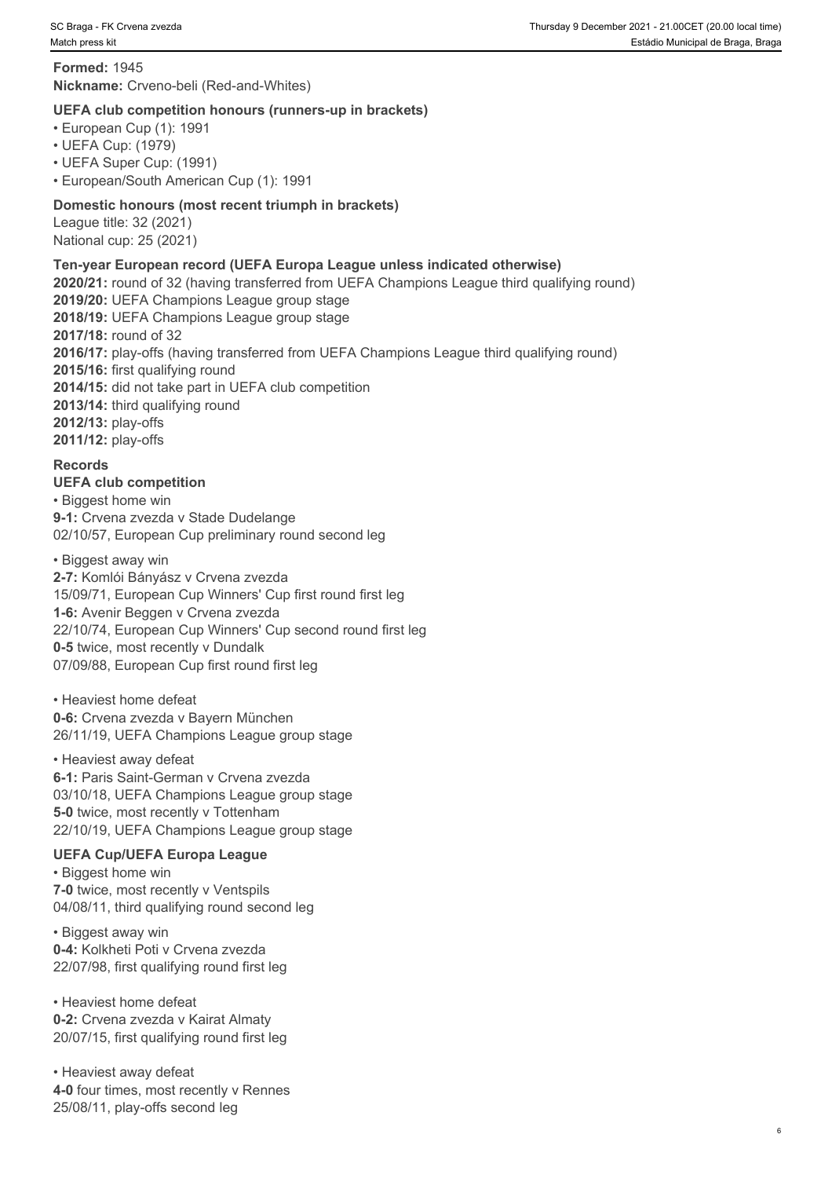**Formed:** 1945
**Nickname:** Crveno-beli (Red-and-Whites)

**UEFA club competition honours (runners-up in brackets)**

- European Cup (1): 1991
- UEFA Cup: (1979)
- UEFA Super Cup: (1991)
- European/South American Cup (1): 1991

**Domestic honours (most recent triumph in brackets)**

League title: 32 (2021)
National cup: 25 (2021)

**Ten-year European record (UEFA Europa League unless indicated otherwise)**

**2020/21:** round of 32 (having transferred from UEFA Champions League third qualifying round)
**2019/20:** UEFA Champions League group stage
**2018/19:** UEFA Champions League group stage
**2017/18:** round of 32
**2016/17:** play-offs (having transferred from UEFA Champions League third qualifying round)
**2015/16:** first qualifying round
**2014/15:** did not take part in UEFA club competition
**2013/14:** third qualifying round
**2012/13:** play-offs
**2011/12:** play-offs

**Records**

**UEFA club competition**

- Biggest home win

**9-1:** Crvena zvezda v Stade Dudelange
02/10/57, European Cup preliminary round second leg

- Biggest away win

**2-7:** Komlói Bányász v Crvena zvezda
15/09/71, European Cup Winners' Cup first round first leg
**1-6:** Avenir Beggen v Crvena zvezda
22/10/74, European Cup Winners' Cup second round first leg
**0-5** twice, most recently v Dundalk
07/09/88, European Cup first round first leg

- Heaviest home defeat

**0-6:** Crvena zvezda v Bayern München
26/11/19, UEFA Champions League group stage

- Heaviest away defeat

**6-1:** Paris Saint-German v Crvena zvezda
03/10/18, UEFA Champions League group stage
**5-0** twice, most recently v Tottenham
22/10/19, UEFA Champions League group stage

**UEFA Cup/UEFA Europa League**

- Biggest home win

**7-0** twice, most recently v Ventspils
04/08/11, third qualifying round second leg

- Biggest away win

**0-4:** Kolkheti Poti v Crvena zvezda
22/07/98, first qualifying round first leg

- Heaviest home defeat

**0-2:** Crvena zvezda v Kairat Almaty
20/07/15, first qualifying round first leg

- Heaviest away defeat

**4-0** four times, most recently v Rennes
25/08/11, play-offs second leg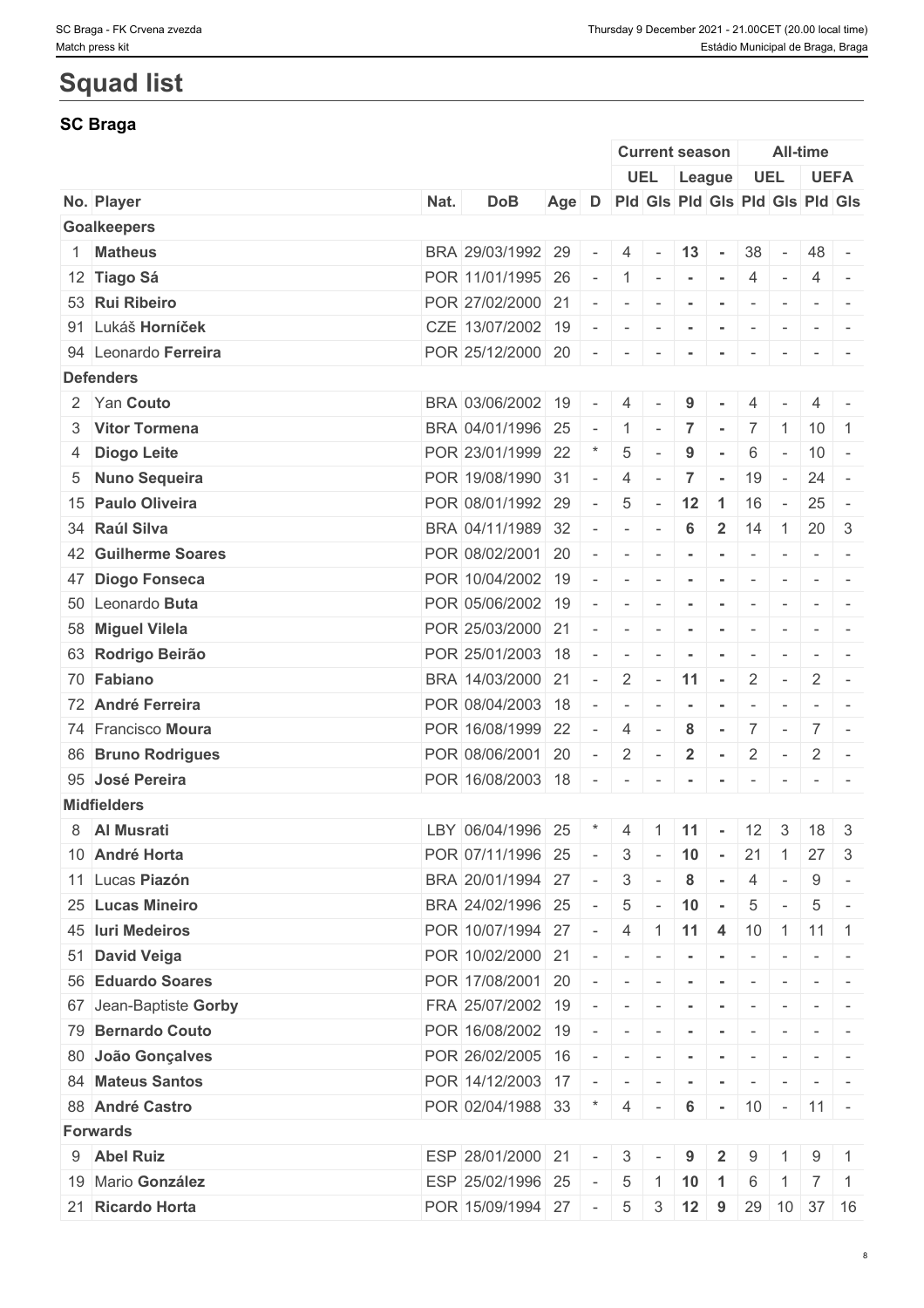# Squad list

## SC Braga

| No. | Player | Nat. | DoB | Age | D | Current season UEL Pld | Current season UEL Gls | Current season League Pld | Current season League Gls | All-time UEL Pld | All-time UEL Gls | All-time UEFA Pld | All-time UEFA Gls |
|---|---|---|---|---|---|---|---|---|---|---|---|---|---|
| **Goalkeepers** | | | | | | | | | | | | | |
| 1 | **Matheus** | BRA | 29/03/1992 | 29 | - | 4 | - | 13 | - | 38 | - | 48 | - |
| 12 | **Tiago Sá** | POR | 11/01/1995 | 26 | - | 1 | - | - | - | 4 | - | 4 | - |
| 53 | **Rui Ribeiro** | POR | 27/02/2000 | 21 | - | - | - | - | - | - | - | - | - |
| 91 | Lukáš **Horníček** | CZE | 13/07/2002 | 19 | - | - | - | - | - | - | - | - | - |
| 94 | Leonardo **Ferreira** | POR | 25/12/2000 | 20 | - | - | - | - | - | - | - | - | - |
| **Defenders** | | | | | | | | | | | | | |
| 2 | Yan **Couto** | BRA | 03/06/2002 | 19 | - | 4 | - | 9 | - | 4 | - | 4 | - |
| 3 | **Vitor Tormena** | BRA | 04/01/1996 | 25 | - | 1 | - | 7 | - | 7 | 1 | 10 | 1 |
| 4 | **Diogo Leite** | POR | 23/01/1999 | 22 | * | 5 | - | 9 | - | 6 | - | 10 | - |
| 5 | **Nuno Sequeira** | POR | 19/08/1990 | 31 | - | 4 | - | 7 | - | 19 | - | 24 | - |
| 15 | **Paulo Oliveira** | POR | 08/01/1992 | 29 | - | 5 | - | 12 | 1 | 16 | - | 25 | - |
| 34 | **Raúl Silva** | BRA | 04/11/1989 | 32 | - | - | - | 6 | 2 | 14 | 1 | 20 | 3 |
| 42 | **Guilherme Soares** | POR | 08/02/2001 | 20 | - | - | - | - | - | - | - | - | - |
| 47 | **Diogo Fonseca** | POR | 10/04/2002 | 19 | - | - | - | - | - | - | - | - | - |
| 50 | Leonardo **Buta** | POR | 05/06/2002 | 19 | - | - | - | - | - | - | - | - | - |
| 58 | **Miguel Vilela** | POR | 25/03/2000 | 21 | - | - | - | - | - | - | - | - | - |
| 63 | **Rodrigo Beirão** | POR | 25/01/2003 | 18 | - | - | - | - | - | - | - | - | - |
| 70 | **Fabiano** | BRA | 14/03/2000 | 21 | - | 2 | - | 11 | - | 2 | - | 2 | - |
| 72 | **André Ferreira** | POR | 08/04/2003 | 18 | - | - | - | - | - | - | - | - | - |
| 74 | Francisco **Moura** | POR | 16/08/1999 | 22 | - | 4 | - | 8 | - | 7 | - | 7 | - |
| 86 | **Bruno Rodrigues** | POR | 08/06/2001 | 20 | - | 2 | - | 2 | - | 2 | - | 2 | - |
| 95 | **José Pereira** | POR | 16/08/2003 | 18 | - | - | - | - | - | - | - | - | - |
| **Midfielders** | | | | | | | | | | | | | |
| 8 | **Al Musrati** | LBY | 06/04/1996 | 25 | * | 4 | 1 | 11 | - | 12 | 3 | 18 | 3 |
| 10 | **André Horta** | POR | 07/11/1996 | 25 | - | 3 | - | 10 | - | 21 | 1 | 27 | 3 |
| 11 | Lucas **Piazón** | BRA | 20/01/1994 | 27 | - | 3 | - | 8 | - | 4 | - | 9 | - |
| 25 | **Lucas Mineiro** | BRA | 24/02/1996 | 25 | - | 5 | - | 10 | - | 5 | - | 5 | - |
| 45 | **Iuri Medeiros** | POR | 10/07/1994 | 27 | - | 4 | 1 | 11 | 4 | 10 | 1 | 11 | 1 |
| 51 | **David Veiga** | POR | 10/02/2000 | 21 | - | - | - | - | - | - | - | - | - |
| 56 | **Eduardo Soares** | POR | 17/08/2001 | 20 | - | - | - | - | - | - | - | - | - |
| 67 | Jean-Baptiste **Gorby** | FRA | 25/07/2002 | 19 | - | - | - | - | - | - | - | - | - |
| 79 | **Bernardo Couto** | POR | 16/08/2002 | 19 | - | - | - | - | - | - | - | - | - |
| 80 | **João Gonçalves** | POR | 26/02/2005 | 16 | - | - | - | - | - | - | - | - | - |
| 84 | **Mateus Santos** | POR | 14/12/2003 | 17 | - | - | - | - | - | - | - | - | - |
| 88 | **André Castro** | POR | 02/04/1988 | 33 | * | 4 | - | 6 | - | 10 | - | 11 | - |
| **Forwards** | | | | | | | | | | | | | |
| 9 | **Abel Ruiz** | ESP | 28/01/2000 | 21 | - | 3 | - | 9 | 2 | 9 | 1 | 9 | 1 |
| 19 | Mario **González** | ESP | 25/02/1996 | 25 | - | 5 | 1 | 10 | 1 | 6 | 1 | 7 | 1 |
| 21 | **Ricardo Horta** | POR | 15/09/1994 | 27 | - | 5 | 3 | 12 | 9 | 29 | 10 | 37 | 16 |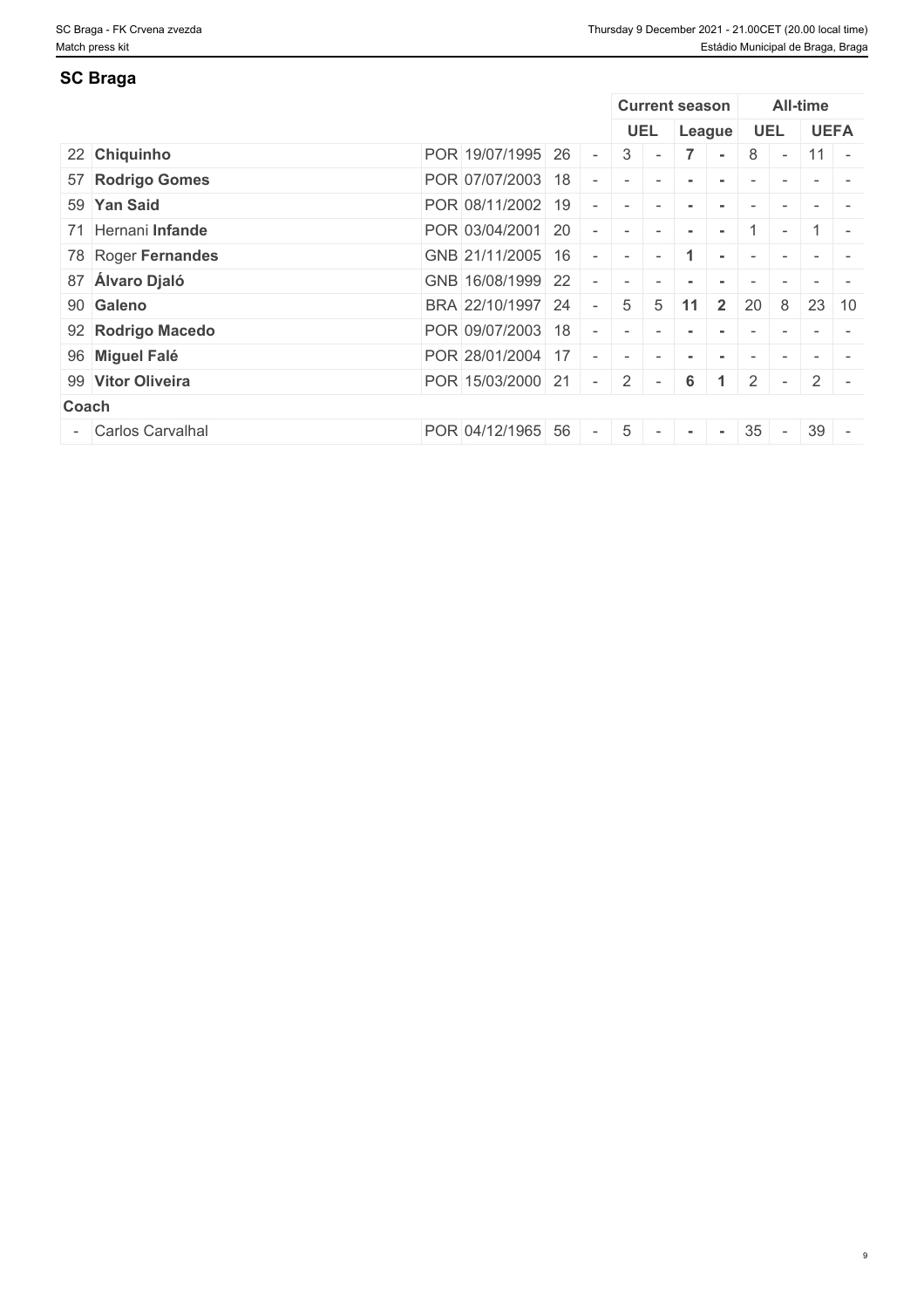## SC Braga

| | | | | | | Current season | | | | All-time | | | |
|---|---|---|---|---|---|---|---|---|---|---|---|---|---|
| | | | | | | UEL | | League | | UEL | | UEFA | |
| 22 | **Chiquinho** | POR | 19/07/1995 | 26 | - | 3 | - | **7** | **-** | 8 | - | 11 | - |
| 57 | **Rodrigo Gomes** | POR | 07/07/2003 | 18 | - | - | - | **-** | **-** | - | - | - | - |
| 59 | **Yan Said** | POR | 08/11/2002 | 19 | - | - | - | **-** | **-** | - | - | - | - |
| 71 | Hernani **Infande** | POR | 03/04/2001 | 20 | - | - | - | **-** | **-** | 1 | - | 1 | - |
| 78 | Roger **Fernandes** | GNB | 21/11/2005 | 16 | - | - | - | **1** | **-** | - | - | - | - |
| 87 | **Álvaro Djaló** | GNB | 16/08/1999 | 22 | - | - | - | **-** | **-** | - | - | - | - |
| 90 | **Galeno** | BRA | 22/10/1997 | 24 | - | 5 | 5 | **11** | **2** | 20 | 8 | 23 | 10 |
| 92 | **Rodrigo Macedo** | POR | 09/07/2003 | 18 | - | - | - | **-** | **-** | - | - | - | - |
| 96 | **Miguel Falé** | POR | 28/01/2004 | 17 | - | - | - | **-** | **-** | - | - | - | - |
| 99 | **Vítor Oliveira** | POR | 15/03/2000 | 21 | - | 2 | - | **6** | **1** | 2 | - | 2 | - |
| **Coach** | | | | | | | | | | | | | |
| - | Carlos Carvalhal | POR | 04/12/1965 | 56 | - | 5 | - | **-** | **-** | 35 | - | 39 | - |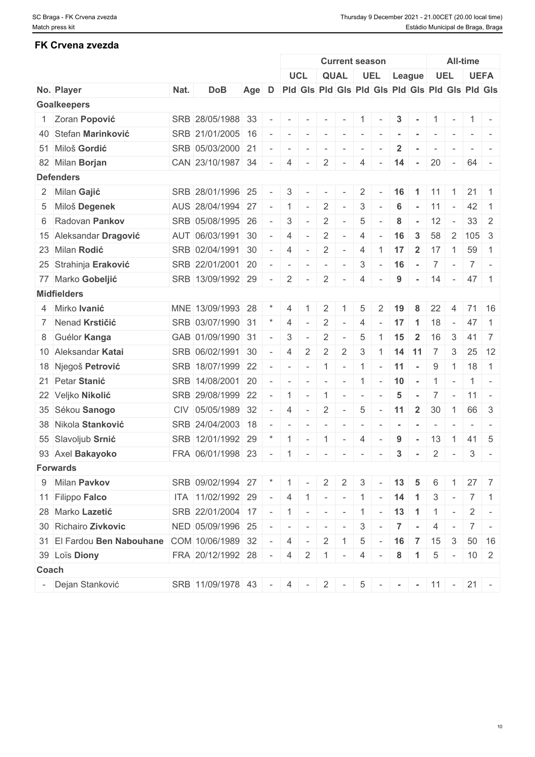## FK Crvena zvezda

| No. | Player | Nat. | DoB | Age | D | Current season | | | | | | | | All-time | | | |
|---|---|---|---|---|---|---|---|---|---|---|---|---|---|---|---|---|---|
| | | | | | | UCL | | QUAL | | UEL | | League | | UEL | | UEFA | |
| | | | | | | Pld | Gls | Pld | Gls | Pld | Gls | Pld | Gls | Pld | Gls | Pld | Gls |
| **Goalkeepers** | | | | | | | | | | | | | | | | | |
| 1 | Zoran **Popović** | SRB | 28/05/1988 | 33 | - | - | - | - | - | 1 | - | **3** | **-** | 1 | - | 1 | - |
| 40 | Stefan **Marinković** | SRB | 21/01/2005 | 16 | - | - | - | - | - | - | - | **-** | **-** | - | - | - | - |
| 51 | Miloš **Gordić** | SRB | 05/03/2000 | 21 | - | - | - | - | - | - | - | **2** | **-** | - | - | - | - |
| 82 | Milan **Borjan** | CAN | 23/10/1987 | 34 | - | 4 | - | 2 | - | 4 | - | **14** | **-** | 20 | - | 64 | - |
| **Defenders** | | | | | | | | | | | | | | | | | |
| 2 | Milan **Gajić** | SRB | 28/01/1996 | 25 | - | 3 | - | - | - | 2 | - | **16** | **1** | 11 | 1 | 21 | 1 |
| 5 | Miloš **Degenek** | AUS | 28/04/1994 | 27 | - | 1 | - | 2 | - | 3 | - | **6** | **-** | 11 | - | 42 | 1 |
| 6 | Radovan **Pankov** | SRB | 05/08/1995 | 26 | - | 3 | - | 2 | - | 5 | - | **8** | **-** | 12 | - | 33 | 2 |
| 15 | Aleksandar **Dragović** | AUT | 06/03/1991 | 30 | - | 4 | - | 2 | - | 4 | - | **16** | **3** | 58 | 2 | 105 | 3 |
| 23 | Milan **Rodić** | SRB | 02/04/1991 | 30 | - | 4 | - | 2 | - | 4 | 1 | **17** | **2** | 17 | 1 | 59 | 1 |
| 25 | Strahinja **Eraković** | SRB | 22/01/2001 | 20 | - | - | - | - | - | 3 | - | **16** | **-** | 7 | - | 7 | - |
| 77 | Marko **Gobeljić** | SRB | 13/09/1992 | 29 | - | 2 | - | 2 | - | 4 | - | **9** | **-** | 14 | - | 47 | 1 |
| **Midfielders** | | | | | | | | | | | | | | | | | |
| 4 | Mirko **Ivanić** | MNE | 13/09/1993 | 28 | * | 4 | 1 | 2 | 1 | 5 | 2 | **19** | **8** | 22 | 4 | 71 | 16 |
| 7 | Nenad **Krstičić** | SRB | 03/07/1990 | 31 | * | 4 | - | 2 | - | 4 | - | **17** | **1** | 18 | - | 47 | 1 |
| 8 | Guélor **Kanga** | GAB | 01/09/1990 | 31 | - | 3 | - | 2 | - | 5 | 1 | **15** | **2** | 16 | 3 | 41 | 7 |
| 10 | Aleksandar **Katai** | SRB | 06/02/1991 | 30 | - | 4 | 2 | 2 | 2 | 3 | 1 | **14** | **11** | 7 | 3 | 25 | 12 |
| 18 | Njegoš **Petrović** | SRB | 18/07/1999 | 22 | - | - | - | 1 | - | 1 | - | **11** | **-** | 9 | 1 | 18 | 1 |
| 21 | Petar **Stanić** | SRB | 14/08/2001 | 20 | - | - | - | - | - | 1 | - | **10** | **-** | 1 | - | 1 | - |
| 22 | Veljko **Nikolić** | SRB | 29/08/1999 | 22 | - | 1 | - | 1 | - | - | - | **5** | **-** | 7 | - | 11 | - |
| 35 | Sékou **Sanogo** | CIV | 05/05/1989 | 32 | - | 4 | - | 2 | - | 5 | - | **11** | **2** | 30 | 1 | 66 | 3 |
| 38 | Nikola **Stanković** | SRB | 24/04/2003 | 18 | - | - | - | - | - | - | - | **-** | **-** | - | - | - | - |
| 55 | Slavoljub **Srnić** | SRB | 12/01/1992 | 29 | * | 1 | - | 1 | - | 4 | - | **9** | **-** | 13 | 1 | 41 | 5 |
| 93 | Axel **Bakayoko** | FRA | 06/01/1998 | 23 | - | 1 | - | - | - | - | - | **3** | **-** | 2 | - | 3 | - |
| **Forwards** | | | | | | | | | | | | | | | | | |
| 9 | Milan **Pavkov** | SRB | 09/02/1994 | 27 | * | 1 | - | 2 | 2 | 3 | - | **13** | **5** | 6 | 1 | 27 | 7 |
| 11 | Filippo **Falco** | ITA | 11/02/1992 | 29 | - | 4 | 1 | - | - | 1 | - | **14** | **1** | 3 | - | 7 | 1 |
| 28 | Marko **Lazetić** | SRB | 22/01/2004 | 17 | - | 1 | - | - | - | 1 | - | **13** | **1** | 1 | - | 2 | - |
| 30 | Richairo **Zivkovic** | NED | 05/09/1996 | 25 | - | - | - | - | - | 3 | - | **7** | **-** | 4 | - | 7 | - |
| 31 | El Fardou **Ben Nabouhane** | COM | 10/06/1989 | 32 | - | 4 | - | 2 | 1 | 5 | - | **16** | **7** | 15 | 3 | 50 | 16 |
| 39 | Loïs **Diony** | FRA | 20/12/1992 | 28 | - | 4 | 2 | 1 | - | 4 | - | **8** | **1** | 5 | - | 10 | 2 |
| **Coach** | | | | | | | | | | | | | | | | | |
| - | Dejan Stanković | SRB | 11/09/1978 | 43 | - | 4 | - | 2 | - | 5 | - | **-** | **-** | 11 | - | 21 | - |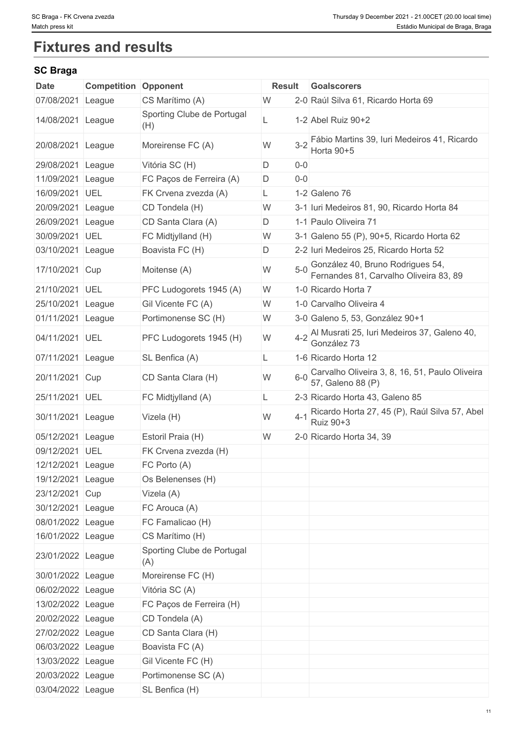# Fixtures and results

## SC Braga

| Date | Competition | Opponent | Result | | Goalscorers |
|---|---|---|---|---|---|
| 07/08/2021 | League | CS Marítimo (A) | W | 2-0 | Raúl Silva 61, Ricardo Horta 69 |
| 14/08/2021 | League | Sporting Clube de Portugal (H) | L | 1-2 | Abel Ruiz 90+2 |
| 20/08/2021 | League | Moreirense FC (A) | W | 3-2 | Fábio Martins 39, Iuri Medeiros 41, Ricardo Horta 90+5 |
| 29/08/2021 | League | Vitória SC (H) | D | 0-0 | |
| 11/09/2021 | League | FC Paços de Ferreira (A) | D | 0-0 | |
| 16/09/2021 | UEL | FK Crvena zvezda (A) | L | 1-2 | Galeno 76 |
| 20/09/2021 | League | CD Tondela (H) | W | 3-1 | Iuri Medeiros 81, 90, Ricardo Horta 84 |
| 26/09/2021 | League | CD Santa Clara (A) | D | 1-1 | Paulo Oliveira 71 |
| 30/09/2021 | UEL | FC Midtjylland (H) | W | 3-1 | Galeno 55 (P), 90+5, Ricardo Horta 62 |
| 03/10/2021 | League | Boavista FC (H) | D | 2-2 | Iuri Medeiros 25, Ricardo Horta 52 |
| 17/10/2021 | Cup | Moitense (A) | W | 5-0 | González 40, Bruno Rodrigues 54, Fernandes 81, Carvalho Oliveira 83, 89 |
| 21/10/2021 | UEL | PFC Ludogorets 1945 (A) | W | 1-0 | Ricardo Horta 7 |
| 25/10/2021 | League | Gil Vicente FC (A) | W | 1-0 | Carvalho Oliveira 4 |
| 01/11/2021 | League | Portimonense SC (H) | W | 3-0 | Galeno 5, 53, González 90+1 |
| 04/11/2021 | UEL | PFC Ludogorets 1945 (H) | W | 4-2 | Al Musrati 25, Iuri Medeiros 37, Galeno 40, González 73 |
| 07/11/2021 | League | SL Benfica (A) | L | 1-6 | Ricardo Horta 12 |
| 20/11/2021 | Cup | CD Santa Clara (H) | W | 6-0 | Carvalho Oliveira 3, 8, 16, 51, Paulo Oliveira 57, Galeno 88 (P) |
| 25/11/2021 | UEL | FC Midtjylland (A) | L | 2-3 | Ricardo Horta 43, Galeno 85 |
| 30/11/2021 | League | Vizela (H) | W | 4-1 | Ricardo Horta 27, 45 (P), Raúl Silva 57, Abel Ruiz 90+3 |
| 05/12/2021 | League | Estoril Praia (H) | W | 2-0 | Ricardo Horta 34, 39 |
| 09/12/2021 | UEL | FK Crvena zvezda (H) | | | |
| 12/12/2021 | League | FC Porto (A) | | | |
| 19/12/2021 | League | Os Belenenses (H) | | | |
| 23/12/2021 | Cup | Vizela (A) | | | |
| 30/12/2021 | League | FC Arouca (A) | | | |
| 08/01/2022 | League | FC Famalicao (H) | | | |
| 16/01/2022 | League | CS Marítimo (H) | | | |
| 23/01/2022 | League | Sporting Clube de Portugal (A) | | | |
| 30/01/2022 | League | Moreirense FC (H) | | | |
| 06/02/2022 | League | Vitória SC (A) | | | |
| 13/02/2022 | League | FC Paços de Ferreira (H) | | | |
| 20/02/2022 | League | CD Tondela (A) | | | |
| 27/02/2022 | League | CD Santa Clara (H) | | | |
| 06/03/2022 | League | Boavista FC (A) | | | |
| 13/03/2022 | League | Gil Vicente FC (H) | | | |
| 20/03/2022 | League | Portimonense SC (A) | | | |
| 03/04/2022 | League | SL Benfica (H) | | | |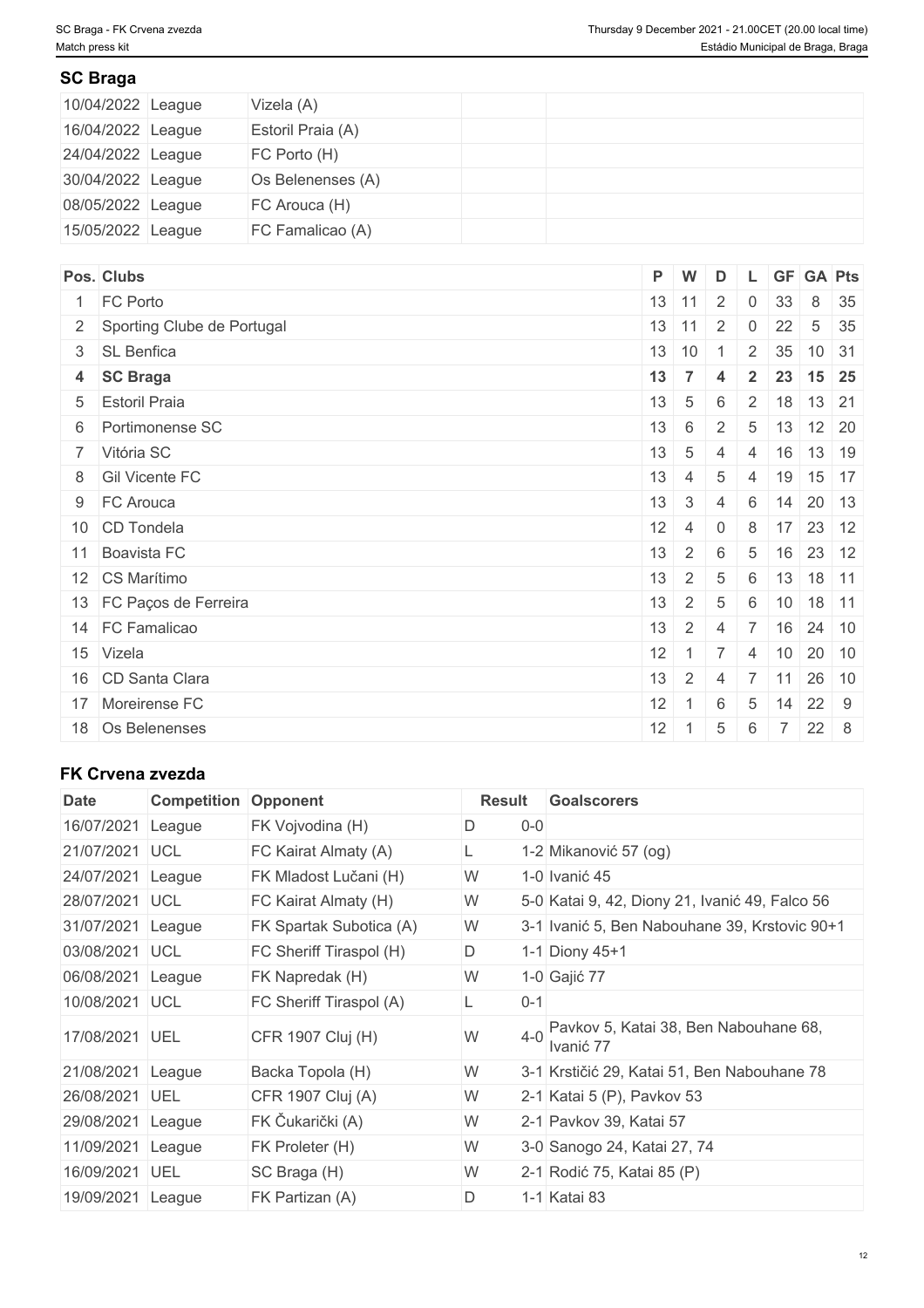## SC Braga

| | | | | |
|---|---|---|---|---|
| 10/04/2022 | League | Vizela (A) | | |
| 16/04/2022 | League | Estoril Praia (A) | | |
| 24/04/2022 | League | FC Porto (H) | | |
| 30/04/2022 | League | Os Belenenses (A) | | |
| 08/05/2022 | League | FC Arouca (H) | | |
| 15/05/2022 | League | FC Famalicao (A) | | |

| Pos. | Clubs | P | W | D | L | GF | GA | Pts |
|---|---|---|---|---|---|---|---|---|
| 1 | FC Porto | 13 | 11 | 2 | 0 | 33 | 8 | 35 |
| 2 | Sporting Clube de Portugal | 13 | 11 | 2 | 0 | 22 | 5 | 35 |
| 3 | SL Benfica | 13 | 10 | 1 | 2 | 35 | 10 | 31 |
| **4** | **SC Braga** | **13** | **7** | **4** | **2** | **23** | **15** | **25** |
| 5 | Estoril Praia | 13 | 5 | 6 | 2 | 18 | 13 | 21 |
| 6 | Portimonense SC | 13 | 6 | 2 | 5 | 13 | 12 | 20 |
| 7 | Vitória SC | 13 | 5 | 4 | 4 | 16 | 13 | 19 |
| 8 | Gil Vicente FC | 13 | 4 | 5 | 4 | 19 | 15 | 17 |
| 9 | FC Arouca | 13 | 3 | 4 | 6 | 14 | 20 | 13 |
| 10 | CD Tondela | 12 | 4 | 0 | 8 | 17 | 23 | 12 |
| 11 | Boavista FC | 13 | 2 | 6 | 5 | 16 | 23 | 12 |
| 12 | CS Marítimo | 13 | 2 | 5 | 6 | 13 | 18 | 11 |
| 13 | FC Paços de Ferreira | 13 | 2 | 5 | 6 | 10 | 18 | 11 |
| 14 | FC Famalicao | 13 | 2 | 4 | 7 | 16 | 24 | 10 |
| 15 | Vizela | 12 | 1 | 7 | 4 | 10 | 20 | 10 |
| 16 | CD Santa Clara | 13 | 2 | 4 | 7 | 11 | 26 | 10 |
| 17 | Moreirense FC | 12 | 1 | 6 | 5 | 14 | 22 | 9 |
| 18 | Os Belenenses | 12 | 1 | 5 | 6 | 7 | 22 | 8 |

## FK Crvena zvezda

| Date | Competition | Opponent | Result | | Goalscorers |
|---|---|---|---|---|---|
| 16/07/2021 | League | FK Vojvodina (H) | D | 0-0 | |
| 21/07/2021 | UCL | FC Kairat Almaty (A) | L | 1-2 | Mikanović 57 (og) |
| 24/07/2021 | League | FK Mladost Lučani (H) | W | 1-0 | Ivanić 45 |
| 28/07/2021 | UCL | FC Kairat Almaty (H) | W | 5-0 | Katai 9, 42, Diony 21, Ivanić 49, Falco 56 |
| 31/07/2021 | League | FK Spartak Subotica (A) | W | 3-1 | Ivanić 5, Ben Nabouhane 39, Krstovic 90+1 |
| 03/08/2021 | UCL | FC Sheriff Tiraspol (H) | D | 1-1 | Diony 45+1 |
| 06/08/2021 | League | FK Napredak (H) | W | 1-0 | Gajić 77 |
| 10/08/2021 | UCL | FC Sheriff Tiraspol (A) | L | 0-1 | |
| 17/08/2021 | UEL | CFR 1907 Cluj (H) | W | 4-0 | Pavkov 5, Katai 38, Ben Nabouhane 68, Ivanić 77 |
| 21/08/2021 | League | Backa Topola (H) | W | 3-1 | Krstičić 29, Katai 51, Ben Nabouhane 78 |
| 26/08/2021 | UEL | CFR 1907 Cluj (A) | W | 2-1 | Katai 5 (P), Pavkov 53 |
| 29/08/2021 | League | FK Čukarički (A) | W | 2-1 | Pavkov 39, Katai 57 |
| 11/09/2021 | League | FK Proleter (H) | W | 3-0 | Sanogo 24, Katai 27, 74 |
| 16/09/2021 | UEL | SC Braga (H) | W | 2-1 | Rodić 75, Katai 85 (P) |
| 19/09/2021 | League | FK Partizan (A) | D | 1-1 | Katai 83 |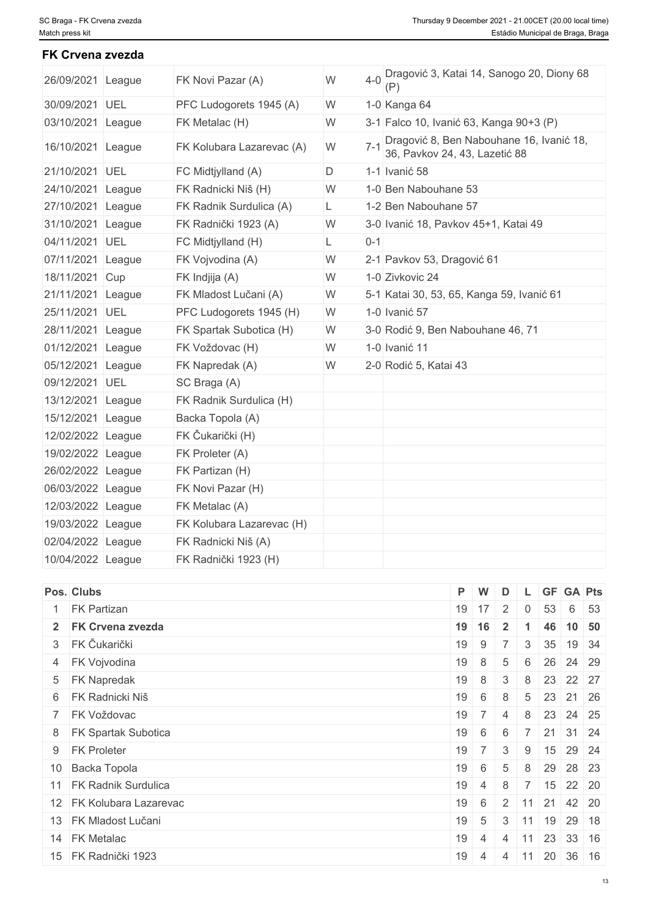## FK Crvena zvezda

| | | | | | |
|---|---|---|---|---|---|
| 26/09/2021 | League | FK Novi Pazar (A) | W | 4-0 | Dragović 3, Katai 14, Sanogo 20, Diony 68 (P) |
| 30/09/2021 | UEL | PFC Ludogorets 1945 (A) | W | 1-0 | Kanga 64 |
| 03/10/2021 | League | FK Metalac (H) | W | 3-1 | Falco 10, Ivanić 63, Kanga 90+3 (P) |
| 16/10/2021 | League | FK Kolubara Lazarevac (A) | W | 7-1 | Dragović 8, Ben Nabouhane 16, Ivanić 18, 36, Pavkov 24, 43, Lazetić 88 |
| 21/10/2021 | UEL | FC Midtjylland (A) | D | 1-1 | Ivanić 58 |
| 24/10/2021 | League | FK Radnicki Niš (H) | W | 1-0 | Ben Nabouhane 53 |
| 27/10/2021 | League | FK Radnik Surdulica (A) | L | 1-2 | Ben Nabouhane 57 |
| 31/10/2021 | League | FK Radnički 1923 (A) | W | 3-0 | Ivanić 18, Pavkov 45+1, Katai 49 |
| 04/11/2021 | UEL | FC Midtjylland (H) | L | 0-1 | |
| 07/11/2021 | League | FK Vojvodina (A) | W | 2-1 | Pavkov 53, Dragović 61 |
| 18/11/2021 | Cup | FK Indjija (A) | W | 1-0 | Zivkovic 24 |
| 21/11/2021 | League | FK Mladost Lučani (A) | W | 5-1 | Katai 30, 53, 65, Kanga 59, Ivanić 61 |
| 25/11/2021 | UEL | PFC Ludogorets 1945 (H) | W | 1-0 | Ivanić 57 |
| 28/11/2021 | League | FK Spartak Subotica (H) | W | 3-0 | Rodić 9, Ben Nabouhane 46, 71 |
| 01/12/2021 | League | FK Voždovac (H) | W | 1-0 | Ivanić 11 |
| 05/12/2021 | League | FK Napredak (A) | W | 2-0 | Rodić 5, Katai 43 |
| 09/12/2021 | UEL | SC Braga (A) | | | |
| 13/12/2021 | League | FK Radnik Surdulica (H) | | | |
| 15/12/2021 | League | Backa Topola (A) | | | |
| 12/02/2022 | League | FK Čukarički (H) | | | |
| 19/02/2022 | League | FK Proleter (A) | | | |
| 26/02/2022 | League | FK Partizan (H) | | | |
| 06/03/2022 | League | FK Novi Pazar (H) | | | |
| 12/03/2022 | League | FK Metalac (A) | | | |
| 19/03/2022 | League | FK Kolubara Lazarevac (H) | | | |
| 02/04/2022 | League | FK Radnicki Niš (A) | | | |
| 10/04/2022 | League | FK Radnički 1923 (H) | | | |

| Pos. | Clubs | P | W | D | L | GF | GA | Pts |
|---|---|---|---|---|---|---|---|---|
| 1 | FK Partizan | 19 | 17 | 2 | 0 | 53 | 6 | 53 |
| **2** | **FK Crvena zvezda** | **19** | **16** | **2** | **1** | **46** | **10** | **50** |
| 3 | FK Čukarički | 19 | 9 | 7 | 3 | 35 | 19 | 34 |
| 4 | FK Vojvodina | 19 | 8 | 5 | 6 | 26 | 24 | 29 |
| 5 | FK Napredak | 19 | 8 | 3 | 8 | 23 | 22 | 27 |
| 6 | FK Radnicki Niš | 19 | 6 | 8 | 5 | 23 | 21 | 26 |
| 7 | FK Voždovac | 19 | 7 | 4 | 8 | 23 | 24 | 25 |
| 8 | FK Spartak Subotica | 19 | 6 | 6 | 7 | 21 | 31 | 24 |
| 9 | FK Proleter | 19 | 7 | 3 | 9 | 15 | 29 | 24 |
| 10 | Backa Topola | 19 | 6 | 5 | 8 | 29 | 28 | 23 |
| 11 | FK Radnik Surdulica | 19 | 4 | 8 | 7 | 15 | 22 | 20 |
| 12 | FK Kolubara Lazarevac | 19 | 6 | 2 | 11 | 21 | 42 | 20 |
| 13 | FK Mladost Lučani | 19 | 5 | 3 | 11 | 19 | 29 | 18 |
| 14 | FK Metalac | 19 | 4 | 4 | 11 | 23 | 33 | 16 |
| 15 | FK Radnički 1923 | 19 | 4 | 4 | 11 | 20 | 36 | 16 |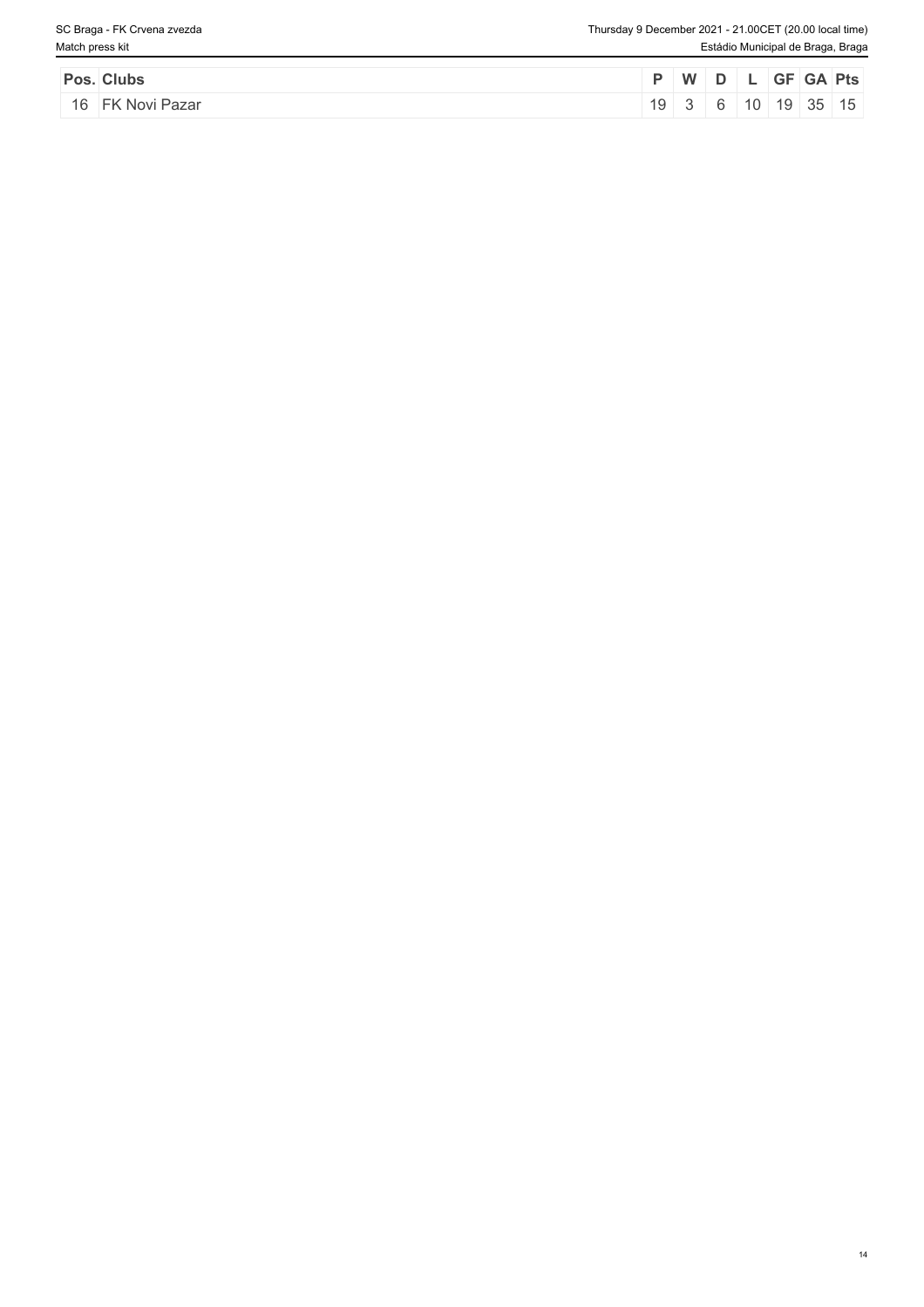| Pos. | Clubs | P | W | D | L | GF | GA | Pts |
|---|---|---|---|---|---|---|---|---|
| 16 | FK Novi Pazar | 19 | 3 | 6 | 10 | 19 | 35 | 15 |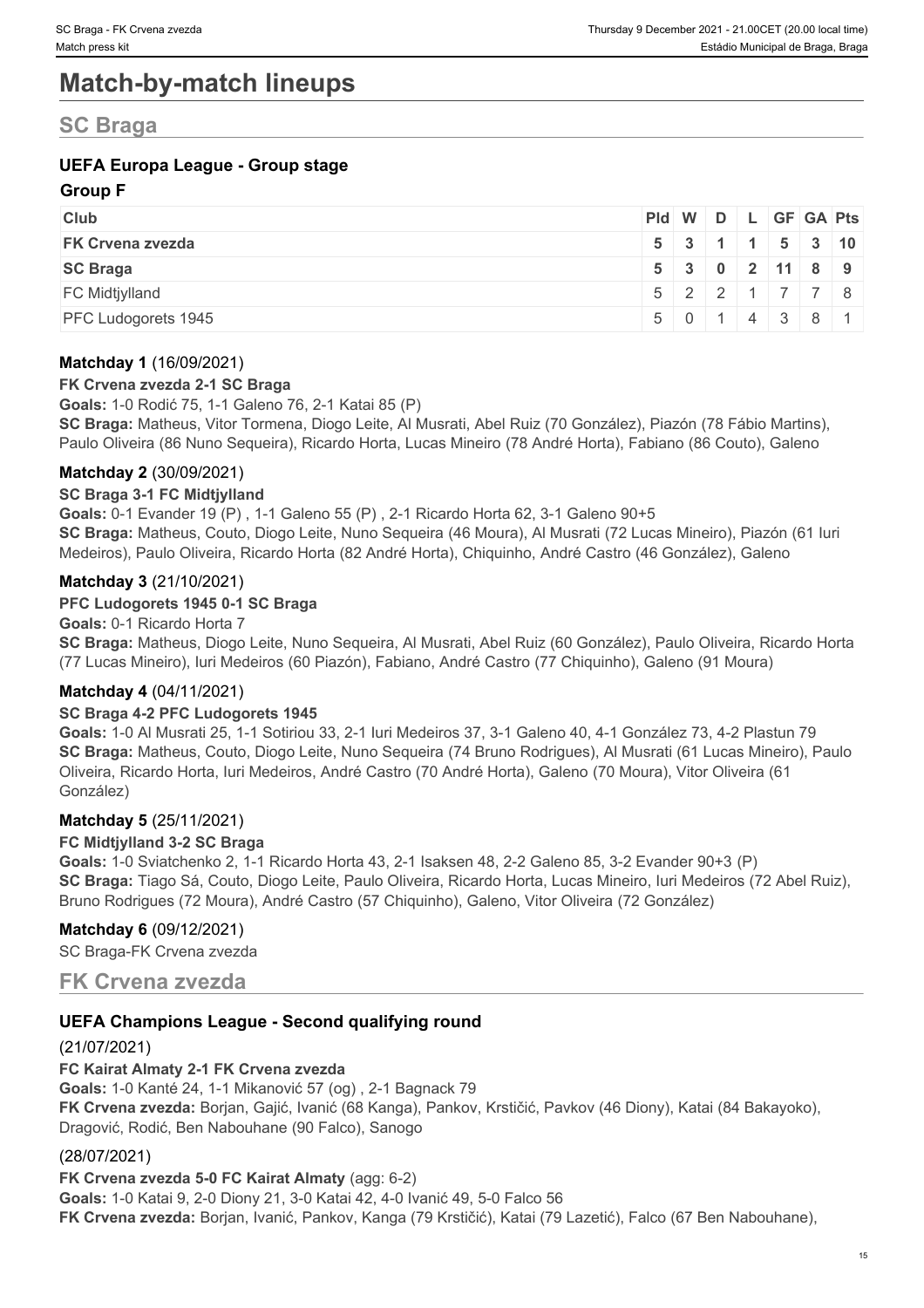# Match-by-match lineups

## SC Braga

### UEFA Europa League - Group stage

**Group F**

| Club | Pld | W | D | L | GF | GA | Pts |
|---|---|---|---|---|---|---|---|
| **FK Crvena zvezda** | **5** | **3** | **1** | **1** | **5** | **3** | **10** |
| **SC Braga** | **5** | **3** | **0** | **2** | **11** | **8** | **9** |
| FC Midtjylland | 5 | 2 | 2 | 1 | 7 | 7 | 8 |
| PFC Ludogorets 1945 | 5 | 0 | 1 | 4 | 3 | 8 | 1 |

**Matchday 1** (16/09/2021)

**FK Crvena zvezda 2-1 SC Braga**

**Goals:** 1-0 Rodić 75, 1-1 Galeno 76, 2-1 Katai 85 (P)

**SC Braga:** Matheus, Vitor Tormena, Diogo Leite, Al Musrati, Abel Ruiz (70 González), Piazón (78 Fábio Martins), Paulo Oliveira (86 Nuno Sequeira), Ricardo Horta, Lucas Mineiro (78 André Horta), Fabiano (86 Couto), Galeno

**Matchday 2** (30/09/2021)

**SC Braga 3-1 FC Midtjylland**

**Goals:** 0-1 Evander 19 (P) , 1-1 Galeno 55 (P) , 2-1 Ricardo Horta 62, 3-1 Galeno 90+5

**SC Braga:** Matheus, Couto, Diogo Leite, Nuno Sequeira (46 Moura), Al Musrati (72 Lucas Mineiro), Piazón (61 Iuri Medeiros), Paulo Oliveira, Ricardo Horta (82 André Horta), Chiquinho, André Castro (46 González), Galeno

**Matchday 3** (21/10/2021)

**PFC Ludogorets 1945 0-1 SC Braga**

**Goals:** 0-1 Ricardo Horta 7

**SC Braga:** Matheus, Diogo Leite, Nuno Sequeira, Al Musrati, Abel Ruiz (60 González), Paulo Oliveira, Ricardo Horta (77 Lucas Mineiro), Iuri Medeiros (60 Piazón), Fabiano, André Castro (77 Chiquinho), Galeno (91 Moura)

**Matchday 4** (04/11/2021)

**SC Braga 4-2 PFC Ludogorets 1945**

**Goals:** 1-0 Al Musrati 25, 1-1 Sotiriou 33, 2-1 Iuri Medeiros 37, 3-1 Galeno 40, 4-1 González 73, 4-2 Plastun 79

**SC Braga:** Matheus, Couto, Diogo Leite, Nuno Sequeira (74 Bruno Rodrigues), Al Musrati (61 Lucas Mineiro), Paulo Oliveira, Ricardo Horta, Iuri Medeiros, André Castro (70 André Horta), Galeno (70 Moura), Vitor Oliveira (61 González)

**Matchday 5** (25/11/2021)

**FC Midtjylland 3-2 SC Braga**

**Goals:** 1-0 Sviatchenko 2, 1-1 Ricardo Horta 43, 2-1 Isaksen 48, 2-2 Galeno 85, 3-2 Evander 90+3 (P)

**SC Braga:** Tiago Sá, Couto, Diogo Leite, Paulo Oliveira, Ricardo Horta, Lucas Mineiro, Iuri Medeiros (72 Abel Ruiz), Bruno Rodrigues (72 Moura), André Castro (57 Chiquinho), Galeno, Vitor Oliveira (72 González)

**Matchday 6** (09/12/2021)

SC Braga-FK Crvena zvezda

## FK Crvena zvezda

### UEFA Champions League - Second qualifying round

(21/07/2021)

**FC Kairat Almaty 2-1 FK Crvena zvezda**

**Goals:** 1-0 Kanté 24, 1-1 Mikanović 57 (og) , 2-1 Bagnack 79

**FK Crvena zvezda:** Borjan, Gajić, Ivanić (68 Kanga), Pankov, Krstičić, Pavkov (46 Diony), Katai (84 Bakayoko), Dragović, Rodić, Ben Nabouhane (90 Falco), Sanogo

(28/07/2021)

**FK Crvena zvezda 5-0 FC Kairat Almaty** (agg: 6-2)

**Goals:** 1-0 Katai 9, 2-0 Diony 21, 3-0 Katai 42, 4-0 Ivanić 49, 5-0 Falco 56

**FK Crvena zvezda:** Borjan, Ivanić, Pankov, Kanga (79 Krstičić), Katai (79 Lazetić), Falco (67 Ben Nabouhane),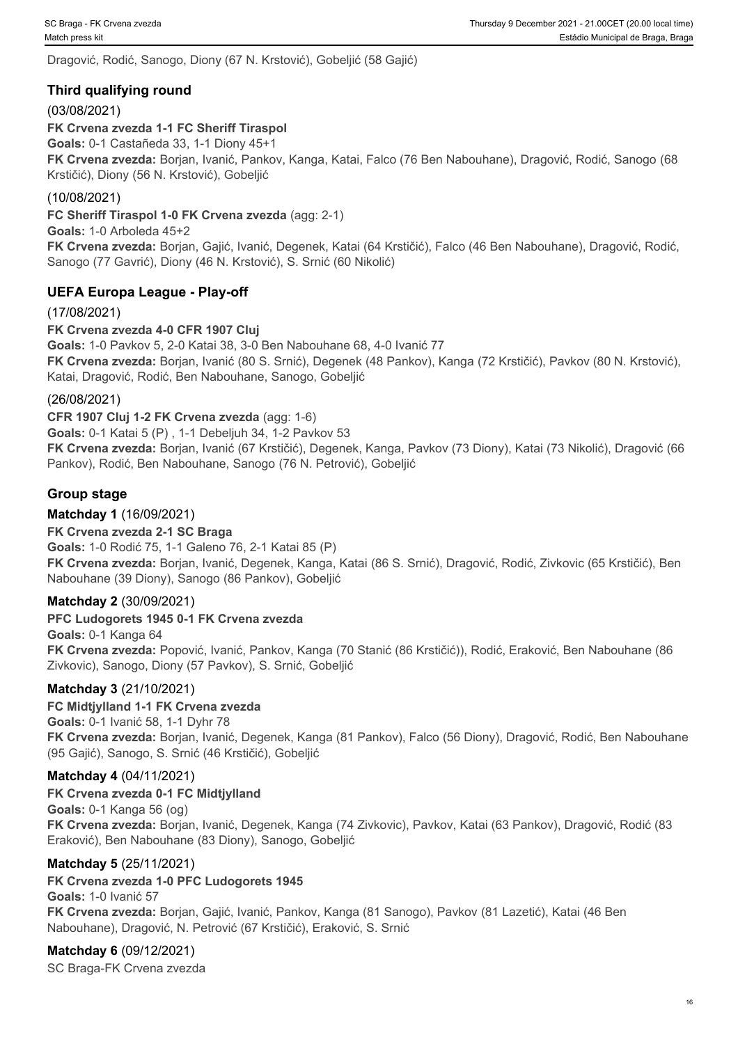Dragović, Rodić, Sanogo, Diony (67 N. Krstović), Gobeljić (58 Gajić)

## Third qualifying round

(03/08/2021)

**FK Crvena zvezda 1-1 FC Sheriff Tiraspol**

**Goals:** 0-1 Castañeda 33, 1-1 Diony 45+1

**FK Crvena zvezda:** Borjan, Ivanić, Pankov, Kanga, Katai, Falco (76 Ben Nabouhane), Dragović, Rodić, Sanogo (68 Krstičić), Diony (56 N. Krstović), Gobeljić

(10/08/2021)

**FC Sheriff Tiraspol 1-0 FK Crvena zvezda** (agg: 2-1)

**Goals:** 1-0 Arboleda 45+2

**FK Crvena zvezda:** Borjan, Gajić, Ivanić, Degenek, Katai (64 Krstičić), Falco (46 Ben Nabouhane), Dragović, Rodić, Sanogo (77 Gavrić), Diony (46 N. Krstović), S. Srnić (60 Nikolić)

## UEFA Europa League - Play-off

(17/08/2021)

**FK Crvena zvezda 4-0 CFR 1907 Cluj**

**Goals:** 1-0 Pavkov 5, 2-0 Katai 38, 3-0 Ben Nabouhane 68, 4-0 Ivanić 77

**FK Crvena zvezda:** Borjan, Ivanić (80 S. Srnić), Degenek (48 Pankov), Kanga (72 Krstičić), Pavkov (80 N. Krstović), Katai, Dragović, Rodić, Ben Nabouhane, Sanogo, Gobeljić

(26/08/2021)

**CFR 1907 Cluj 1-2 FK Crvena zvezda** (agg: 1-6)

**Goals:** 0-1 Katai 5 (P) , 1-1 Debeljuh 34, 1-2 Pavkov 53

**FK Crvena zvezda:** Borjan, Ivanić (67 Krstičić), Degenek, Kanga, Pavkov (73 Diony), Katai (73 Nikolić), Dragović (66 Pankov), Rodić, Ben Nabouhane, Sanogo (76 N. Petrović), Gobeljić

## Group stage

**Matchday 1** (16/09/2021)

**FK Crvena zvezda 2-1 SC Braga**

**Goals:** 1-0 Rodić 75, 1-1 Galeno 76, 2-1 Katai 85 (P)

**FK Crvena zvezda:** Borjan, Ivanić, Degenek, Kanga, Katai (86 S. Srnić), Dragović, Rodić, Zivkovic (65 Krstičić), Ben Nabouhane (39 Diony), Sanogo (86 Pankov), Gobeljić

**Matchday 2** (30/09/2021)

**PFC Ludogorets 1945 0-1 FK Crvena zvezda**

**Goals:** 0-1 Kanga 64

**FK Crvena zvezda:** Popović, Ivanić, Pankov, Kanga (70 Stanić (86 Krstičić)), Rodić, Eraković, Ben Nabouhane (86 Zivkovic), Sanogo, Diony (57 Pavkov), S. Srnić, Gobeljić

**Matchday 3** (21/10/2021)

**FC Midtjylland 1-1 FK Crvena zvezda**

**Goals:** 0-1 Ivanić 58, 1-1 Dyhr 78

**FK Crvena zvezda:** Borjan, Ivanić, Degenek, Kanga (81 Pankov), Falco (56 Diony), Dragović, Rodić, Ben Nabouhane (95 Gajić), Sanogo, S. Srnić (46 Krstičić), Gobeljić

**Matchday 4** (04/11/2021)

**FK Crvena zvezda 0-1 FC Midtjylland**

**Goals:** 0-1 Kanga 56 (og)

**FK Crvena zvezda:** Borjan, Ivanić, Degenek, Kanga (74 Zivkovic), Pavkov, Katai (63 Pankov), Dragović, Rodić (83 Eraković), Ben Nabouhane (83 Diony), Sanogo, Gobeljić

**Matchday 5** (25/11/2021)

**FK Crvena zvezda 1-0 PFC Ludogorets 1945**

**Goals:** 1-0 Ivanić 57

**FK Crvena zvezda:** Borjan, Gajić, Ivanić, Pankov, Kanga (81 Sanogo), Pavkov (81 Lazetić), Katai (46 Ben Nabouhane), Dragović, N. Petrović (67 Krstičić), Eraković, S. Srnić

**Matchday 6** (09/12/2021)

SC Braga-FK Crvena zvezda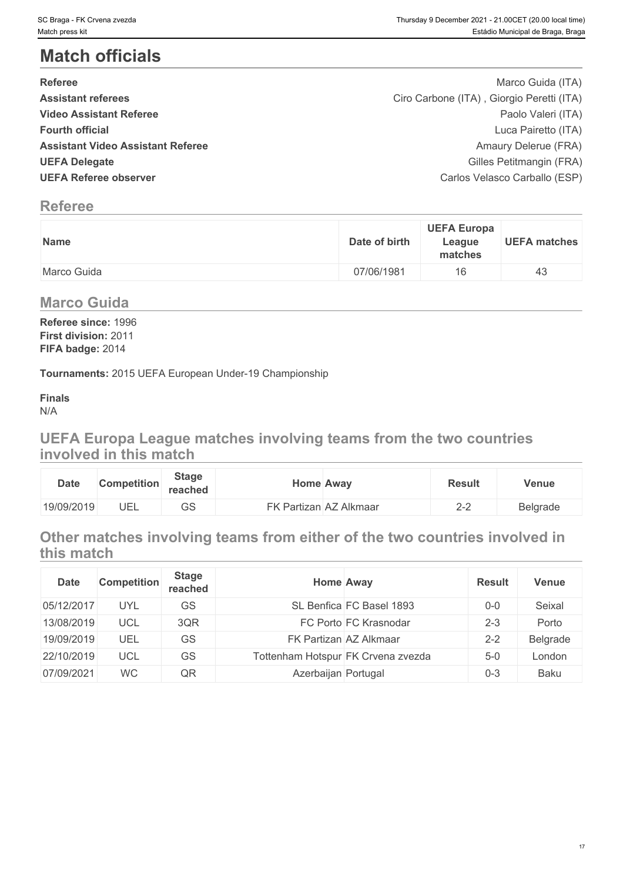# Match officials

| | |
|---|---|
| **Referee** | Marco Guida (ITA) |
| **Assistant referees** | Ciro Carbone (ITA) , Giorgio Peretti (ITA) |
| **Video Assistant Referee** | Paolo Valeri (ITA) |
| **Fourth official** | Luca Pairetto (ITA) |
| **Assistant Video Assistant Referee** | Amaury Delerue (FRA) |
| **UEFA Delegate** | Gilles Petitmangin (FRA) |
| **UEFA Referee observer** | Carlos Velasco Carballo (ESP) |

## Referee

| Name | Date of birth | UEFA Europa League matches | UEFA matches |
|---|---|---|---|
| Marco Guida | 07/06/1981 | 16 | 43 |

## Marco Guida

**Referee since:** 1996
**First division:** 2011
**FIFA badge:** 2014

**Tournaments:** 2015 UEFA European Under-19 Championship

**Finals**
N/A

## UEFA Europa League matches involving teams from the two countries involved in this match

| Date | Competition | Stage reached | Home | Away | Result | Venue |
|---|---|---|---|---|---|---|
| 19/09/2019 | UEL | GS | FK Partizan | AZ Alkmaar | 2-2 | Belgrade |

## Other matches involving teams from either of the two countries involved in this match

| Date | Competition | Stage reached | Home | Away | Result | Venue |
|---|---|---|---|---|---|---|
| 05/12/2017 | UYL | GS | SL Benfica | FC Basel 1893 | 0-0 | Seixal |
| 13/08/2019 | UCL | 3QR | FC Porto | FC Krasnodar | 2-3 | Porto |
| 19/09/2019 | UEL | GS | FK Partizan | AZ Alkmaar | 2-2 | Belgrade |
| 22/10/2019 | UCL | GS | Tottenham Hotspur | FK Crvena zvezda | 5-0 | London |
| 07/09/2021 | WC | QR | Azerbaijan | Portugal | 0-3 | Baku |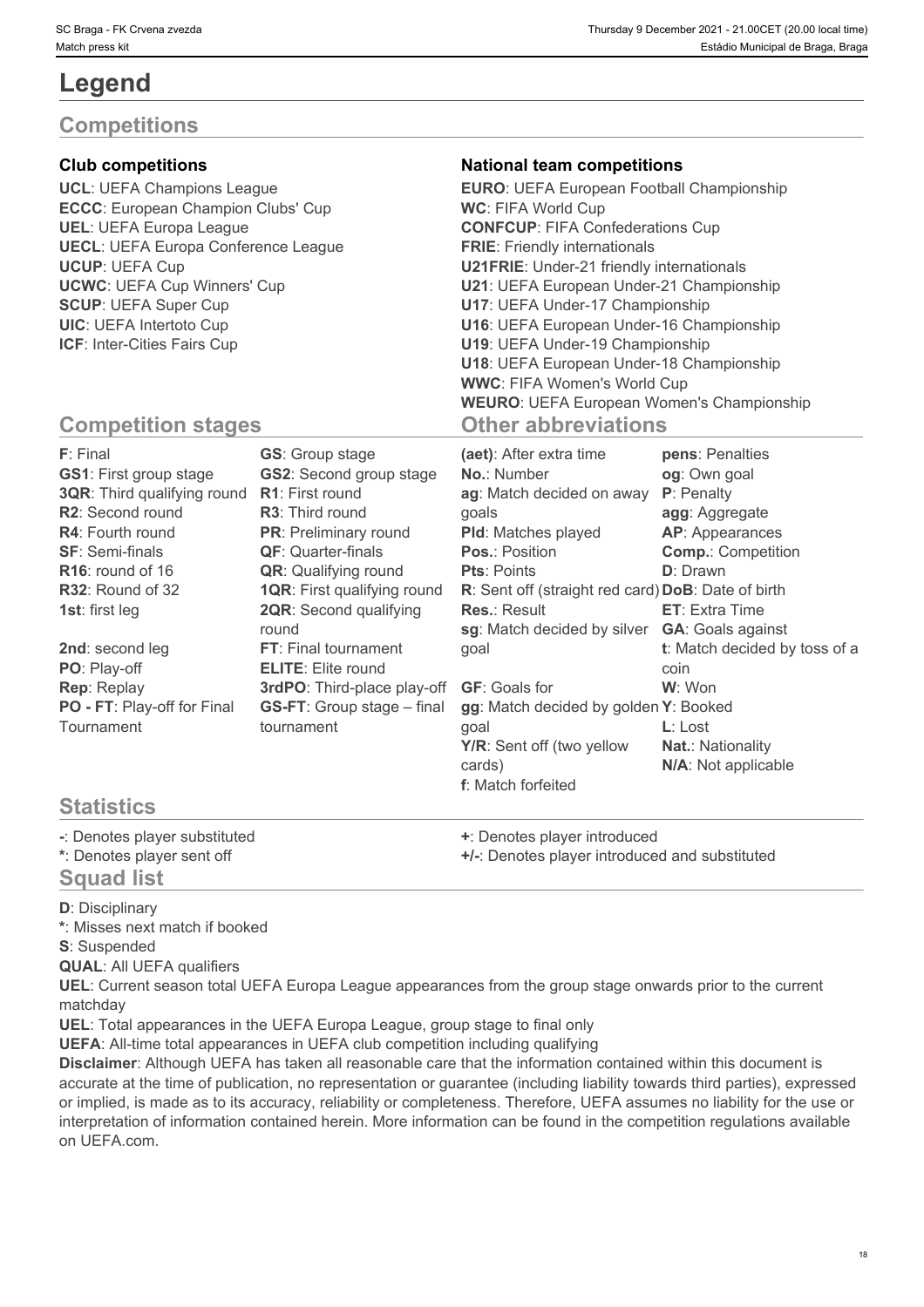# Legend

## Competitions

### Club competitions

**UCL**: UEFA Champions League
**ECCC**: European Champion Clubs' Cup
**UEL**: UEFA Europa League
**UECL**: UEFA Europa Conference League
**UCUP**: UEFA Cup
**UCWC**: UEFA Cup Winners' Cup
**SCUP**: UEFA Super Cup
**UIC**: UEFA Intertoto Cup
**ICF**: Inter-Cities Fairs Cup

### National team competitions

**EURO**: UEFA European Football Championship
**WC**: FIFA World Cup
**CONFCUP**: FIFA Confederations Cup
**FRIE**: Friendly internationals
**U21FRIE**: Under-21 friendly internationals
**U21**: UEFA European Under-21 Championship
**U17**: UEFA Under-17 Championship
**U16**: UEFA European Under-16 Championship
**U19**: UEFA Under-19 Championship
**U18**: UEFA European Under-18 Championship
**WWC**: FIFA Women's World Cup
**WEURO**: UEFA European Women's Championship

## Competition stages

**F**: Final
**GS1**: First group stage
**3QR**: Third qualifying round
**R2**: Second round
**R4**: Fourth round
**SF**: Semi-finals
**R16**: round of 16
**R32**: Round of 32
**1st**: first leg
**2nd**: second leg
**PO**: Play-off
**Rep**: Replay
**PO - FT**: Play-off for Final Tournament
**GS**: Group stage
**GS2**: Second group stage
**R1**: First round
**R3**: Third round
**PR**: Preliminary round
**QF**: Quarter-finals
**QR**: Qualifying round
**1QR**: First qualifying round
**2QR**: Second qualifying round
**FT**: Final tournament
**ELITE**: Elite round
**3rdPO**: Third-place play-off
**GS-FT**: Group stage – final tournament

## Other abbreviations

**(aet)**: After extra time
**No.**: Number
**ag**: Match decided on away goals
**Pld**: Matches played
**Pos.**: Position
**Pts**: Points
**R**: Sent off (straight red card)
**Res.**: Result
**sg**: Match decided by silver goal
**GF**: Goals for
**gg**: Match decided by golden goal
**Y/R**: Sent off (two yellow cards)
**f**: Match forfeited
**pens**: Penalties
**og**: Own goal
**P**: Penalty
**agg**: Aggregate
**AP**: Appearances
**Comp.**: Competition
**D**: Drawn
**DoB**: Date of birth
**ET**: Extra Time
**GA**: Goals against
**t**: Match decided by toss of a coin
**W**: Won
**Y**: Booked
**L**: Lost
**Nat.**: Nationality
**N/A**: Not applicable

## Statistics

**-**: Denotes player substituted
**\***: Denotes player sent off
**+**: Denotes player introduced
**+/-**: Denotes player introduced and substituted

## Squad list

**D**: Disciplinary
**\***: Misses next match if booked
**S**: Suspended
**QUAL**: All UEFA qualifiers
**UEL**: Current season total UEFA Europa League appearances from the group stage onwards prior to the current matchday
**UEL**: Total appearances in the UEFA Europa League, group stage to final only
**UEFA**: All-time total appearances in UEFA club competition including qualifying
**Disclaimer**: Although UEFA has taken all reasonable care that the information contained within this document is accurate at the time of publication, no representation or guarantee (including liability towards third parties), expressed or implied, is made as to its accuracy, reliability or completeness. Therefore, UEFA assumes no liability for the use or interpretation of information contained herein. More information can be found in the competition regulations available on UEFA.com.